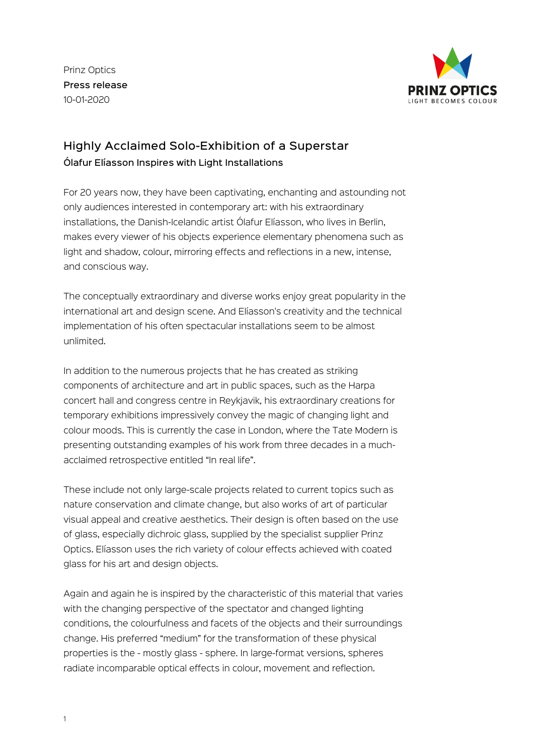Prinz Optics
**Press release**
10-01-2020

## Highly Acclaimed Solo-Exhibition of a Superstar

### Ólafur Elíasson Inspires with Light Installations

For 20 years now, they have been captivating, enchanting and astounding not only audiences interested in contemporary art: with his extraordinary installations, the Danish-Icelandic artist Ólafur Elíasson, who lives in Berlin, makes every viewer of his objects experience elementary phenomena such as light and shadow, colour, mirroring effects and reflections in a new, intense, and conscious way.

The conceptually extraordinary and diverse works enjoy great popularity in the international art and design scene. And Elíasson's creativity and the technical implementation of his often spectacular installations seem to be almost unlimited.

In addition to the numerous projects that he has created as striking components of architecture and art in public spaces, such as the Harpa concert hall and congress centre in Reykjavik, his extraordinary creations for temporary exhibitions impressively convey the magic of changing light and colour moods. This is currently the case in London, where the Tate Modern is presenting outstanding examples of his work from three decades in a much-acclaimed retrospective entitled "In real life".

These include not only large-scale projects related to current topics such as nature conservation and climate change, but also works of art of particular visual appeal and creative aesthetics. Their design is often based on the use of glass, especially dichroic glass, supplied by the specialist supplier Prinz Optics. Elíasson uses the rich variety of colour effects achieved with coated glass for his art and design objects.

Again and again he is inspired by the characteristic of this material that varies with the changing perspective of the spectator and changed lighting conditions, the colourfulness and facets of the objects and their surroundings change. His preferred "medium" for the transformation of these physical properties is the - mostly glass - sphere. In large-format versions, spheres radiate incomparable optical effects in colour, movement and reflection.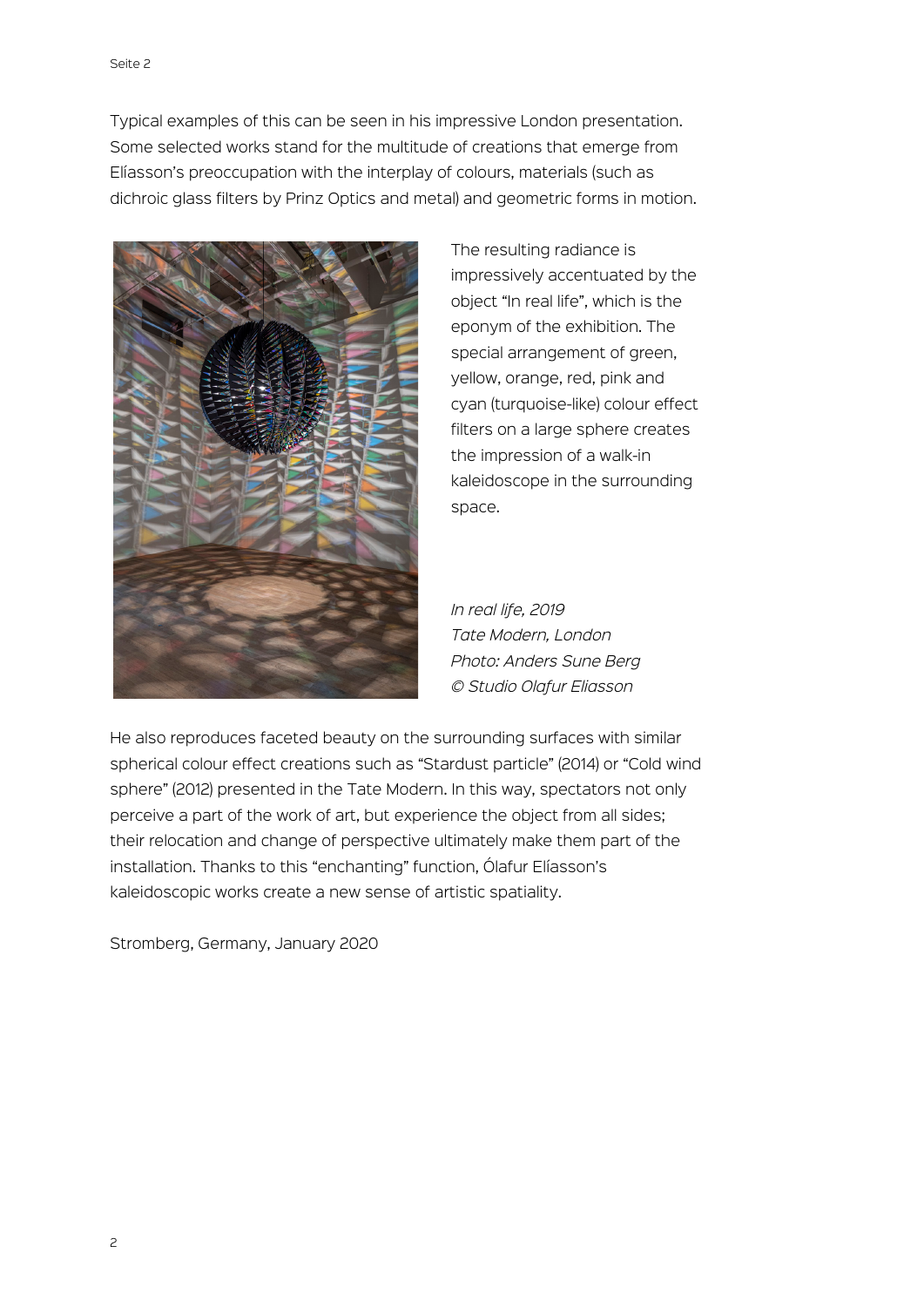Typical examples of this can be seen in his impressive London presentation. Some selected works stand for the multitude of creations that emerge from Elíasson's preoccupation with the interplay of colours, materials (such as dichroic glass filters by Prinz Optics and metal) and geometric forms in motion.

The resulting radiance is impressively accentuated by the object "In real life", which is the eponym of the exhibition. The special arrangement of green, yellow, orange, red, pink and cyan (turquoise-like) colour effect filters on a large sphere creates the impression of a walk-in kaleidoscope in the surrounding space.

*In real life, 2019*
*Tate Modern, London*
*Photo: Anders Sune Berg*
*© Studio Olafur Eliasson*

He also reproduces faceted beauty on the surrounding surfaces with similar spherical colour effect creations such as "Stardust particle" (2014) or "Cold wind sphere" (2012) presented in the Tate Modern. In this way, spectators not only perceive a part of the work of art, but experience the object from all sides; their relocation and change of perspective ultimately make them part of the installation. Thanks to this "enchanting" function, Ólafur Elíasson's kaleidoscopic works create a new sense of artistic spatiality.

Stromberg, Germany, January 2020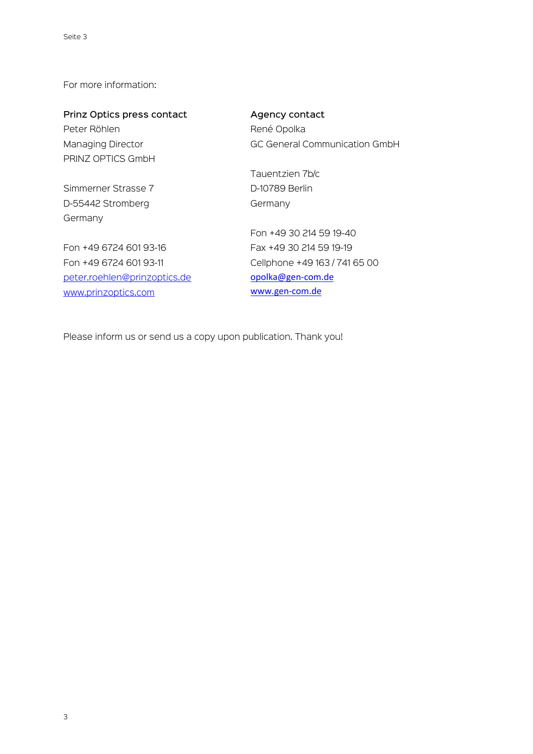For more information:

**Prinz Optics press contact**
Peter Röhlen
Managing Director
PRINZ OPTICS GmbH

Simmerner Strasse 7
D-55442 Stromberg
Germany

Fon +49 6724 601 93-16
Fon +49 6724 601 93-11
peter.roehlen@prinzoptics.de
www.prinzoptics.com

**Agency contact**
René Opolka
GC General Communication GmbH

Tauentzien 7b/c
D-10789 Berlin
Germany

Fon +49 30 214 59 19-40
Fax +49 30 214 59 19-19
Cellphone +49 163 / 741 65 00
opolka@gen-com.de
www.gen-com.de

Please inform us or send us a copy upon publication. Thank you!